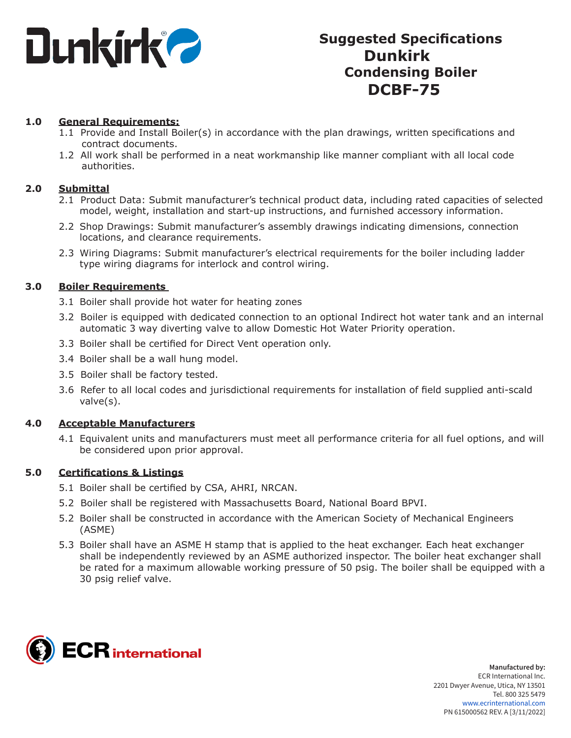# Suggested Specifications Dunkirk Condensing Boiler DCBF-75

**1.0 General Requirements:**

1.1 Provide and Install Boiler(s) in accordance with the plan drawings, written specifications and contract documents.

1.2 All work shall be performed in a neat workmanship like manner compliant with all local code authorities.

**2.0 Submittal**

2.1 Product Data: Submit manufacturer's technical product data, including rated capacities of selected model, weight, installation and start-up instructions, and furnished accessory information.

2.2 Shop Drawings: Submit manufacturer's assembly drawings indicating dimensions, connection locations, and clearance requirements.

2.3 Wiring Diagrams: Submit manufacturer's electrical requirements for the boiler including ladder type wiring diagrams for interlock and control wiring.

**3.0 Boiler Requirements**

3.1 Boiler shall provide hot water for heating zones

3.2 Boiler is equipped with dedicated connection to an optional Indirect hot water tank and an internal automatic 3 way diverting valve to allow Domestic Hot Water Priority operation.

3.3 Boiler shall be certified for Direct Vent operation only.

3.4 Boiler shall be a wall hung model.

3.5 Boiler shall be factory tested.

3.6 Refer to all local codes and jurisdictional requirements for installation of field supplied anti-scald valve(s).

**4.0 Acceptable Manufacturers**

4.1 Equivalent units and manufacturers must meet all performance criteria for all fuel options, and will be considered upon prior approval.

**5.0 Certifications & Listings**

5.1 Boiler shall be certified by CSA, AHRI, NRCAN.

5.2 Boiler shall be registered with Massachusetts Board, National Board BPVI.

5.2 Boiler shall be constructed in accordance with the American Society of Mechanical Engineers (ASME)

5.3 Boiler shall have an ASME H stamp that is applied to the heat exchanger. Each heat exchanger shall be independently reviewed by an ASME authorized inspector. The boiler heat exchanger shall be rated for a maximum allowable working pressure of 50 psig. The boiler shall be equipped with a 30 psig relief valve.

**Manufactured by:**
ECR International Inc.
2201 Dwyer Avenue, Utica, NY 13501
Tel. 800 325 5479
www.ecrinternational.com
PN 615000562 REV. A [3/11/2022]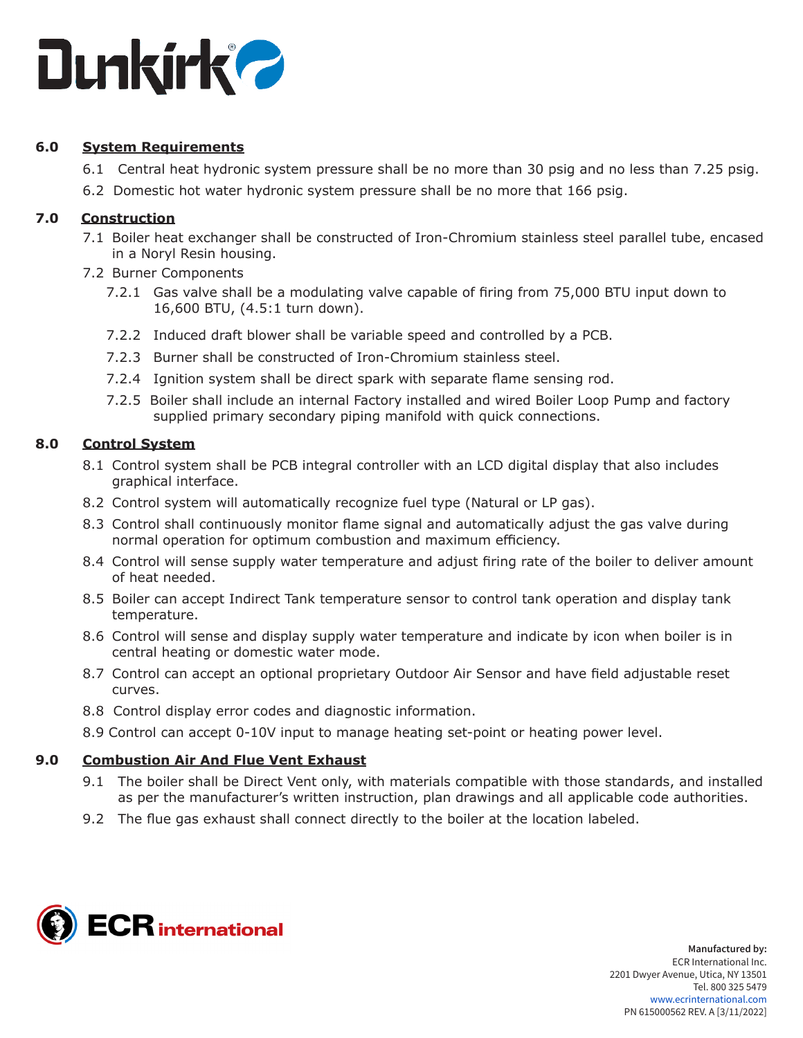## 6.0 System Requirements

6.1 Central heat hydronic system pressure shall be no more than 30 psig and no less than 7.25 psig.

6.2 Domestic hot water hydronic system pressure shall be no more that 166 psig.

## 7.0 Construction

7.1 Boiler heat exchanger shall be constructed of Iron-Chromium stainless steel parallel tube, encased in a Noryl Resin housing.

7.2 Burner Components

7.2.1 Gas valve shall be a modulating valve capable of firing from 75,000 BTU input down to 16,600 BTU, (4.5:1 turn down).

7.2.2 Induced draft blower shall be variable speed and controlled by a PCB.

7.2.3 Burner shall be constructed of Iron-Chromium stainless steel.

7.2.4 Ignition system shall be direct spark with separate flame sensing rod.

7.2.5 Boiler shall include an internal Factory installed and wired Boiler Loop Pump and factory supplied primary secondary piping manifold with quick connections.

## 8.0 Control System

8.1 Control system shall be PCB integral controller with an LCD digital display that also includes graphical interface.

8.2 Control system will automatically recognize fuel type (Natural or LP gas).

8.3 Control shall continuously monitor flame signal and automatically adjust the gas valve during normal operation for optimum combustion and maximum efficiency.

8.4 Control will sense supply water temperature and adjust firing rate of the boiler to deliver amount of heat needed.

8.5 Boiler can accept Indirect Tank temperature sensor to control tank operation and display tank temperature.

8.6 Control will sense and display supply water temperature and indicate by icon when boiler is in central heating or domestic water mode.

8.7 Control can accept an optional proprietary Outdoor Air Sensor and have field adjustable reset curves.

8.8 Control display error codes and diagnostic information.

8.9 Control can accept 0-10V input to manage heating set-point or heating power level.

## 9.0 Combustion Air And Flue Vent Exhaust

9.1 The boiler shall be Direct Vent only, with materials compatible with those standards, and installed as per the manufacturer's written instruction, plan drawings and all applicable code authorities.

9.2 The flue gas exhaust shall connect directly to the boiler at the location labeled.

**Manufactured by:**
ECR International Inc.
2201 Dwyer Avenue, Utica, NY 13501
Tel. 800 325 5479
www.ecrinternational.com
PN 615000562 REV. A [3/11/2022]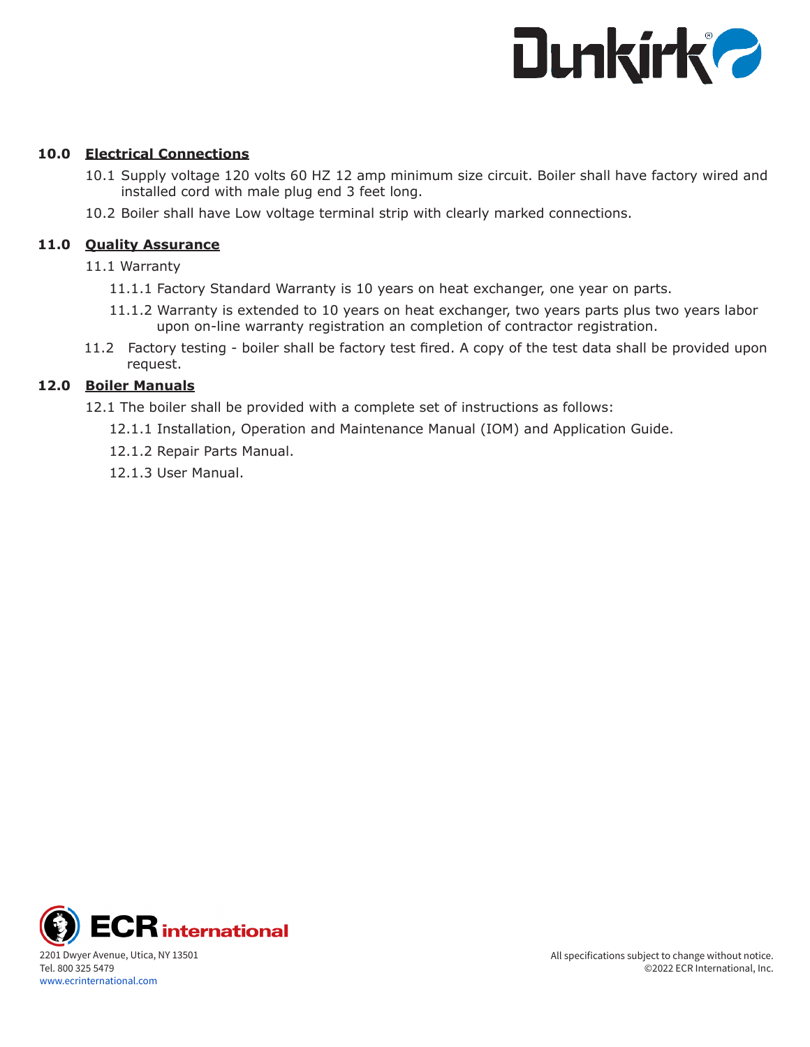## 10.0 Electrical Connections

10.1 Supply voltage 120 volts 60 HZ 12 amp minimum size circuit. Boiler shall have factory wired and installed cord with male plug end 3 feet long.

10.2 Boiler shall have Low voltage terminal strip with clearly marked connections.

## 11.0 Quality Assurance

11.1 Warranty

11.1.1 Factory Standard Warranty is 10 years on heat exchanger, one year on parts.

11.1.2 Warranty is extended to 10 years on heat exchanger, two years parts plus two years labor upon on-line warranty registration an completion of contractor registration.

11.2 Factory testing - boiler shall be factory test fired. A copy of the test data shall be provided upon request.

## 12.0 Boiler Manuals

12.1 The boiler shall be provided with a complete set of instructions as follows:

12.1.1 Installation, Operation and Maintenance Manual (IOM) and Application Guide.

12.1.2 Repair Parts Manual.

12.1.3 User Manual.

ECR international
2201 Dwyer Avenue, Utica, NY 13501
Tel. 800 325 5479
www.ecrinternational.com

All specifications subject to change without notice.
©2022 ECR International, Inc.